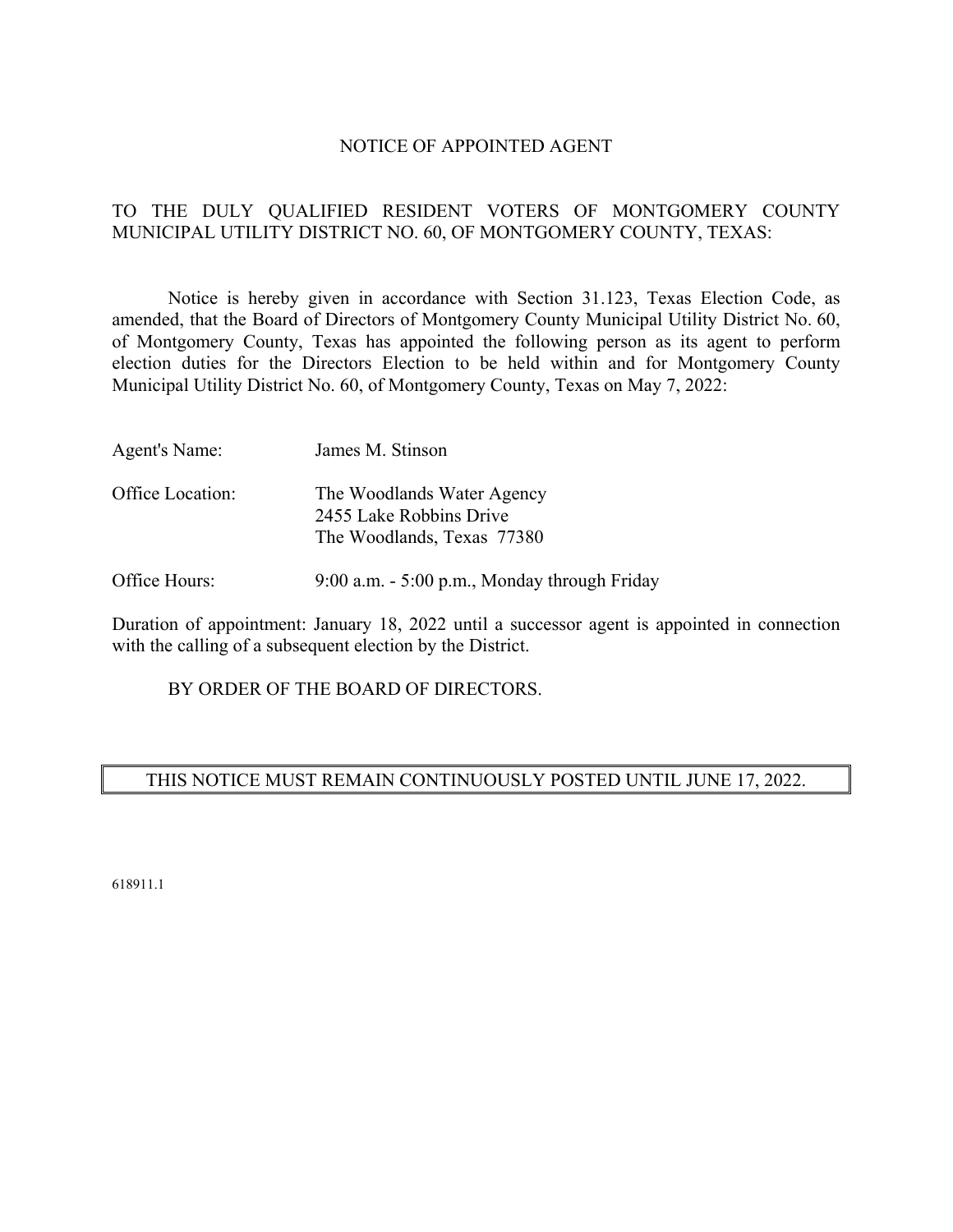# NOTICE OF APPOINTED AGENT

TO THE DULY QUALIFIED RESIDENT VOTERS OF MONTGOMERY COUNTY MUNICIPAL UTILITY DISTRICT NO. 60, OF MONTGOMERY COUNTY, TEXAS:

Notice is hereby given in accordance with Section 31.123, Texas Election Code, as amended, that the Board of Directors of Montgomery County Municipal Utility District No. 60, of Montgomery County, Texas has appointed the following person as its agent to perform election duties for the Directors Election to be held within and for Montgomery County Municipal Utility District No. 60, of Montgomery County, Texas on May 7, 2022:

| | |
|---|---|
| Agent's Name: | James M. Stinson |
| Office Location: | The Woodlands Water Agency<br>2455 Lake Robbins Drive<br>The Woodlands, Texas 77380 |
| Office Hours: | 9:00 a.m. - 5:00 p.m., Monday through Friday |

Duration of appointment: January 18, 2022 until a successor agent is appointed in connection with the calling of a subsequent election by the District.

BY ORDER OF THE BOARD OF DIRECTORS.

**THIS NOTICE MUST REMAIN CONTINUOUSLY POSTED UNTIL JUNE 17, 2022.**

618911.1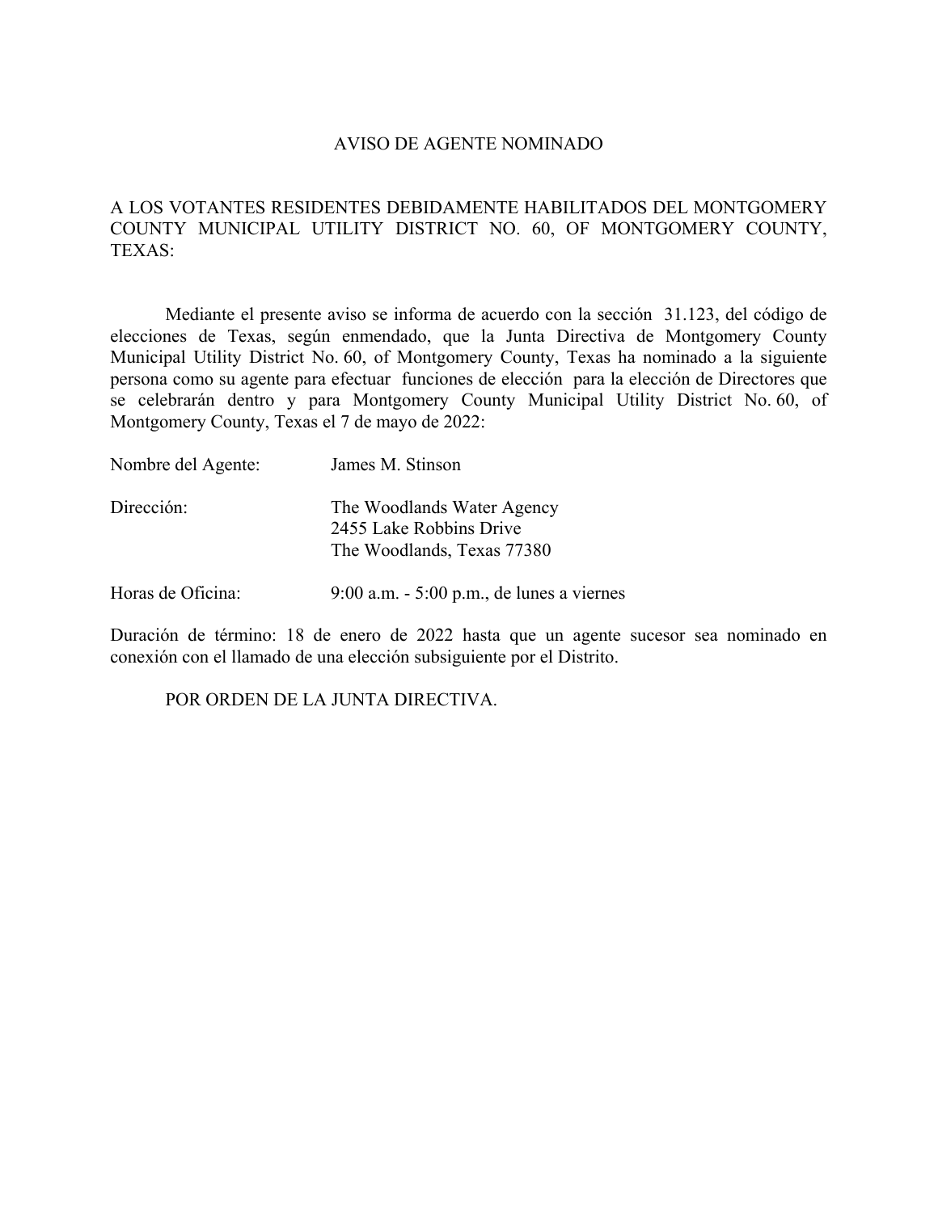# AVISO DE AGENTE NOMINADO

A LOS VOTANTES RESIDENTES DEBIDAMENTE HABILITADOS DEL MONTGOMERY COUNTY MUNICIPAL UTILITY DISTRICT NO. 60, OF MONTGOMERY COUNTY, TEXAS:

Mediante el presente aviso se informa de acuerdo con la sección 31.123, del código de elecciones de Texas, según enmendado, que la Junta Directiva de Montgomery County Municipal Utility District No. 60, of Montgomery County, Texas ha nominado a la siguiente persona como su agente para efectuar funciones de elección para la elección de Directores que se celebrarán dentro y para Montgomery County Municipal Utility District No. 60, of Montgomery County, Texas el 7 de mayo de 2022:

| | |
|---|---|
| Nombre del Agente: | James M. Stinson |
| Dirección: | The Woodlands Water Agency<br>2455 Lake Robbins Drive<br>The Woodlands, Texas 77380 |
| Horas de Oficina: | 9:00 a.m. - 5:00 p.m., de lunes a viernes |

Duración de término: 18 de enero de 2022 hasta que un agente sucesor sea nominado en conexión con el llamado de una elección subsiguiente por el Distrito.

POR ORDEN DE LA JUNTA DIRECTIVA.